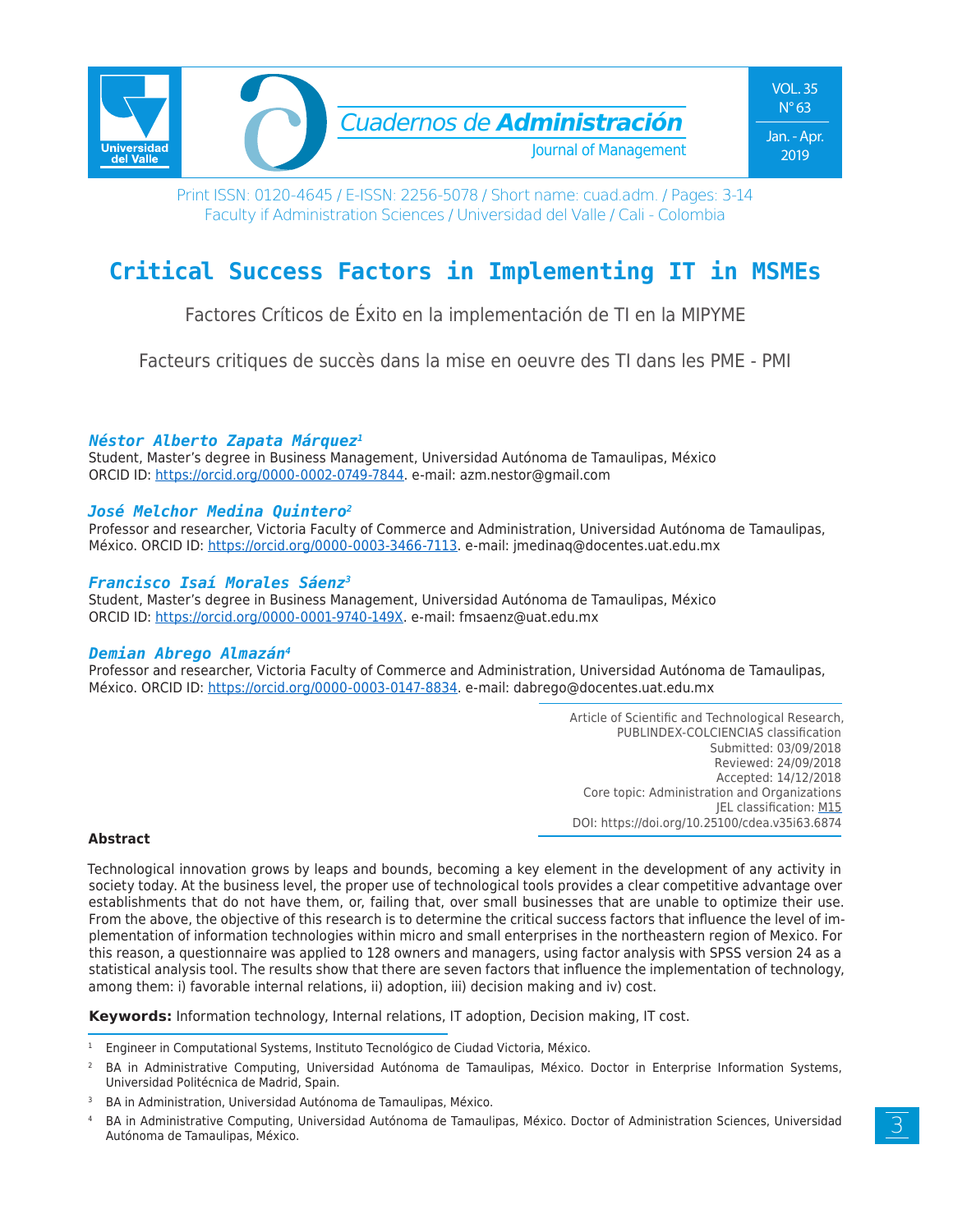Print ISSN: 0120-4645 / E-ISSN: 2256-5078 / Short name: cuad.adm. / Pages: 3-14
Faculty if Administration Sciences / Universidad del Valle / Cali - Colombia

# Critical Success Factors in Implementing IT in MSMEs

Factores Críticos de Éxito en la implementación de TI en la MIPYME

Facteurs critiques de succès dans la mise en oeuvre des TI dans les PME - PMI

***Néstor Alberto Zapata Márquez***[1]
Student, Master's degree in Business Management, Universidad Autónoma de Tamaulipas, México
ORCID ID: https://orcid.org/0000-0002-0749-7844. e-mail: azm.nestor@gmail.com

***José Melchor Medina Quintero***[2]
Professor and researcher, Victoria Faculty of Commerce and Administration, Universidad Autónoma de Tamaulipas, México. ORCID ID: https://orcid.org/0000-0003-3466-7113. e-mail: jmedinaq@docentes.uat.edu.mx

***Francisco Isaí Morales Sáenz***[3]
Student, Master's degree in Business Management, Universidad Autónoma de Tamaulipas, México
ORCID ID: https://orcid.org/0000-0001-9740-149X. e-mail: fmsaenz@uat.edu.mx

***Demian Abrego Almazán***[4]
Professor and researcher, Victoria Faculty of Commerce and Administration, Universidad Autónoma de Tamaulipas, México. ORCID ID: https://orcid.org/0000-0003-0147-8834. e-mail: dabrego@docentes.uat.edu.mx

Article of Scientific and Technological Research,
PUBLINDEX-COLCIENCIAS classification
Submitted: 03/09/2018
Reviewed: 24/09/2018
Accepted: 14/12/2018
Core topic: Administration and Organizations
JEL classification: M15
DOI: https://doi.org/10.25100/cdea.v35i63.6874

**Abstract**

Technological innovation grows by leaps and bounds, becoming a key element in the development of any activity in society today. At the business level, the proper use of technological tools provides a clear competitive advantage over establishments that do not have them, or, failing that, over small businesses that are unable to optimize their use. From the above, the objective of this research is to determine the critical success factors that influence the level of implementation of information technologies within micro and small enterprises in the northeastern region of Mexico. For this reason, a questionnaire was applied to 128 owners and managers, using factor analysis with SPSS version 24 as a statistical analysis tool. The results show that there are seven factors that influence the implementation of technology, among them: i) favorable internal relations, ii) adoption, iii) decision making and iv) cost.

**Keywords:** Information technology, Internal relations, IT adoption, Decision making, IT cost.

---

[1] Engineer in Computational Systems, Instituto Tecnológico de Ciudad Victoria, México.

[2] BA in Administrative Computing, Universidad Autónoma de Tamaulipas, México. Doctor in Enterprise Information Systems, Universidad Politécnica de Madrid, Spain.

[3] BA in Administration, Universidad Autónoma de Tamaulipas, México.

[4] BA in Administrative Computing, Universidad Autónoma de Tamaulipas, México. Doctor of Administration Sciences, Universidad Autónoma de Tamaulipas, México.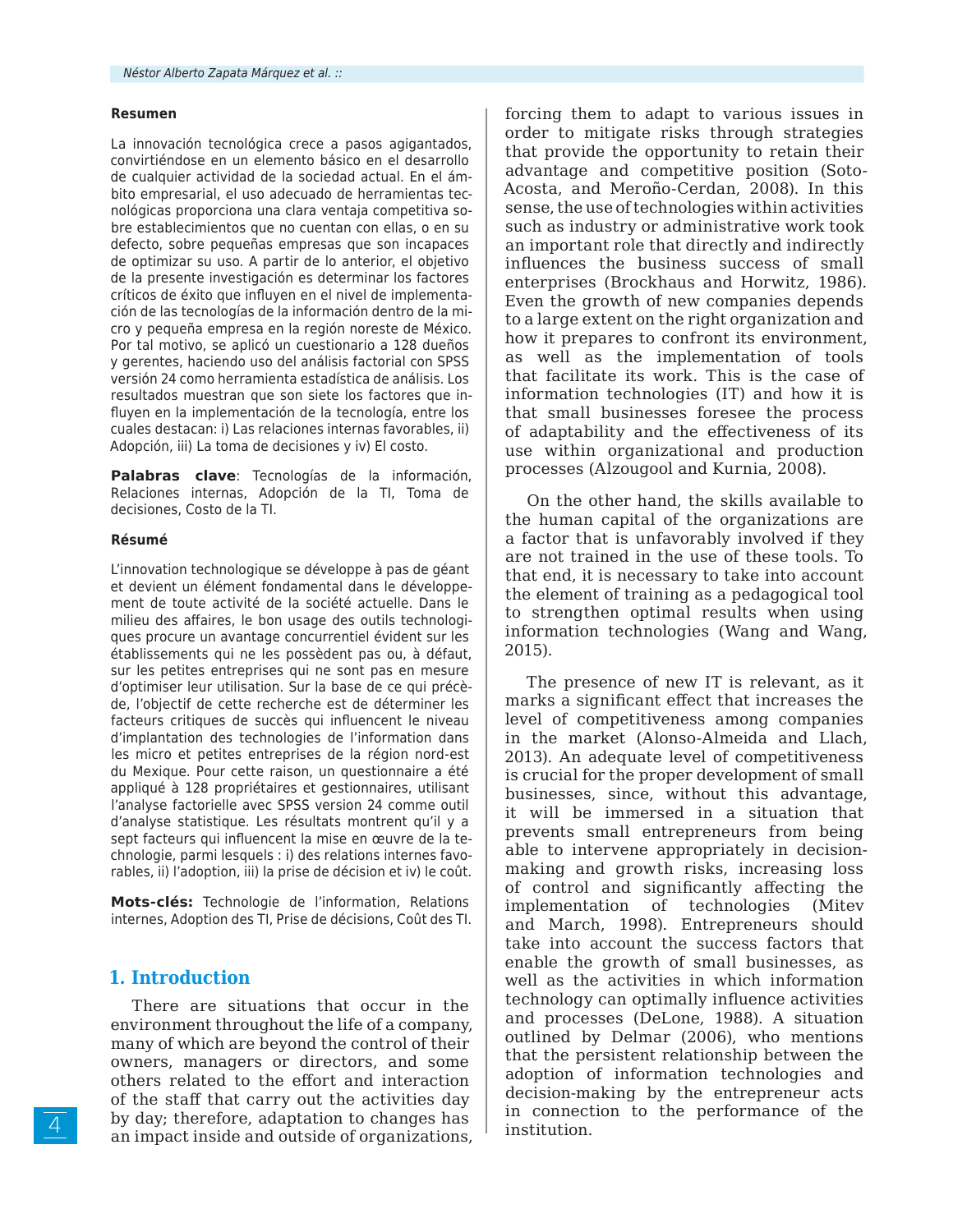**Resumen**

La innovación tecnológica crece a pasos agigantados, convirtiéndose en un elemento básico en el desarrollo de cualquier actividad de la sociedad actual. En el ámbito empresarial, el uso adecuado de herramientas tecnológicas proporciona una clara ventaja competitiva sobre establecimientos que no cuentan con ellas, o en su defecto, sobre pequeñas empresas que son incapaces de optimizar su uso. A partir de lo anterior, el objetivo de la presente investigación es determinar los factores críticos de éxito que influyen en el nivel de implementación de las tecnologías de la información dentro de la micro y pequeña empresa en la región noreste de México. Por tal motivo, se aplicó un cuestionario a 128 dueños y gerentes, haciendo uso del análisis factorial con SPSS versión 24 como herramienta estadística de análisis. Los resultados muestran que son siete los factores que influyen en la implementación de la tecnología, entre los cuales destacan: i) Las relaciones internas favorables, ii) Adopción, iii) La toma de decisiones y iv) El costo.

**Palabras clave**: Tecnologías de la información, Relaciones internas, Adopción de la TI, Toma de decisiones, Costo de la TI.

**Résumé**

L'innovation technologique se développe à pas de géant et devient un élément fondamental dans le développement de toute activité de la société actuelle. Dans le milieu des affaires, le bon usage des outils technologiques procure un avantage concurrentiel évident sur les établissements qui ne les possèdent pas ou, à défaut, sur les petites entreprises qui ne sont pas en mesure d'optimiser leur utilisation. Sur la base de ce qui précède, l'objectif de cette recherche est de déterminer les facteurs critiques de succès qui influencent le niveau d'implantation des technologies de l'information dans les micro et petites entreprises de la région nord-est du Mexique. Pour cette raison, un questionnaire a été appliqué à 128 propriétaires et gestionnaires, utilisant l'analyse factorielle avec SPSS version 24 comme outil d'analyse statistique. Les résultats montrent qu'il y a sept facteurs qui influencent la mise en œuvre de la technologie, parmi lesquels : i) des relations internes favorables, ii) l'adoption, iii) la prise de décision et iv) le coût.

**Mots-clés:** Technologie de l'information, Relations internes, Adoption des TI, Prise de décisions, Coût des TI.

## 1. Introduction

There are situations that occur in the environment throughout the life of a company, many of which are beyond the control of their owners, managers or directors, and some others related to the effort and interaction of the staff that carry out the activities day by day; therefore, adaptation to changes has an impact inside and outside of organizations, forcing them to adapt to various issues in order to mitigate risks through strategies that provide the opportunity to retain their advantage and competitive position (Soto-Acosta, and Meroño-Cerdan, 2008). In this sense, the use of technologies within activities such as industry or administrative work took an important role that directly and indirectly influences the business success of small enterprises (Brockhaus and Horwitz, 1986). Even the growth of new companies depends to a large extent on the right organization and how it prepares to confront its environment, as well as the implementation of tools that facilitate its work. This is the case of information technologies (IT) and how it is that small businesses foresee the process of adaptability and the effectiveness of its use within organizational and production processes (Alzougool and Kurnia, 2008).

On the other hand, the skills available to the human capital of the organizations are a factor that is unfavorably involved if they are not trained in the use of these tools. To that end, it is necessary to take into account the element of training as a pedagogical tool to strengthen optimal results when using information technologies (Wang and Wang, 2015).

The presence of new IT is relevant, as it marks a significant effect that increases the level of competitiveness among companies in the market (Alonso-Almeida and Llach, 2013). An adequate level of competitiveness is crucial for the proper development of small businesses, since, without this advantage, it will be immersed in a situation that prevents small entrepreneurs from being able to intervene appropriately in decision-making and growth risks, increasing loss of control and significantly affecting the implementation of technologies (Mitev and March, 1998). Entrepreneurs should take into account the success factors that enable the growth of small businesses, as well as the activities in which information technology can optimally influence activities and processes (DeLone, 1988). A situation outlined by Delmar (2006), who mentions that the persistent relationship between the adoption of information technologies and decision-making by the entrepreneur acts in connection to the performance of the institution.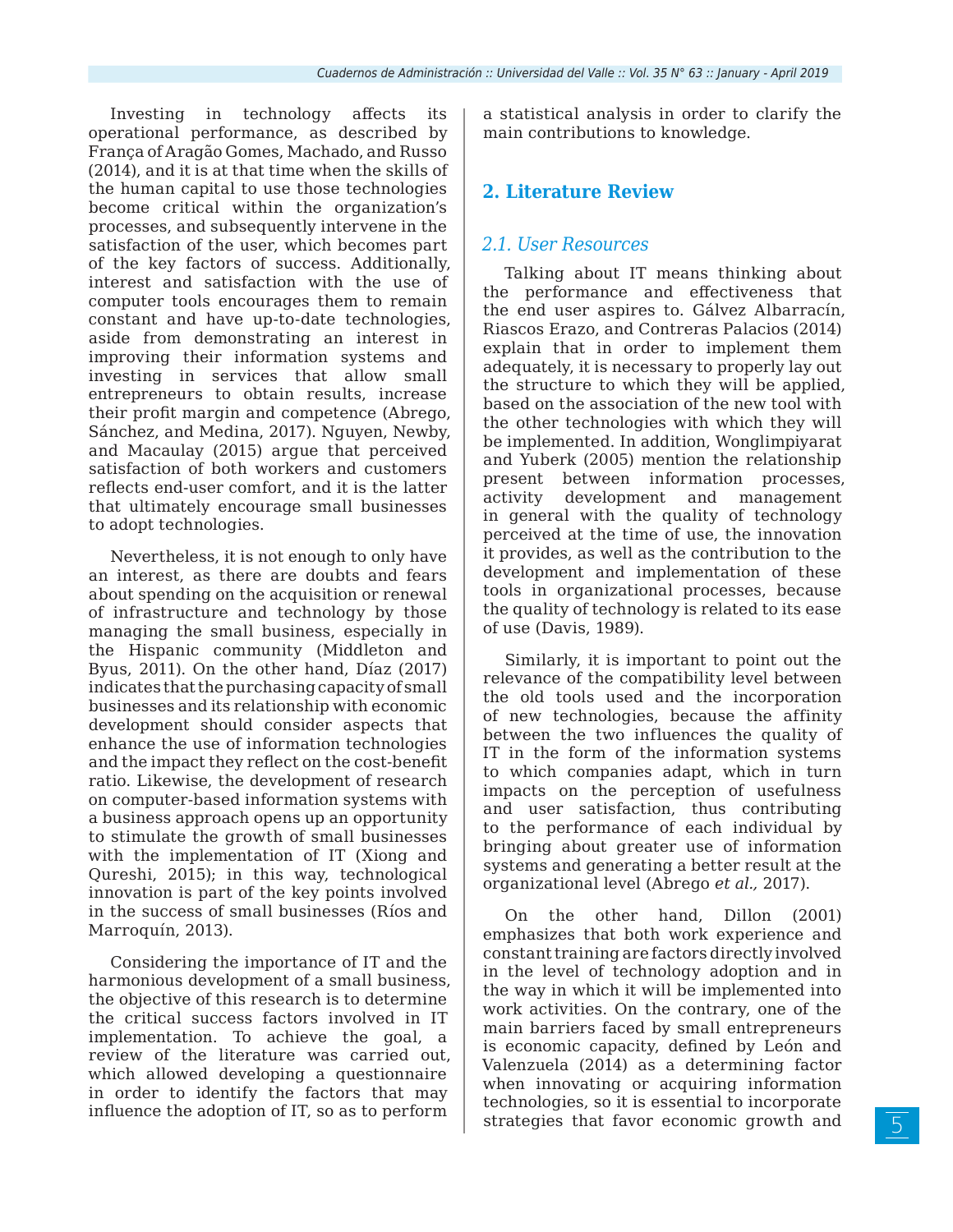Investing in technology affects its operational performance, as described by França of Aragão Gomes, Machado, and Russo (2014), and it is at that time when the skills of the human capital to use those technologies become critical within the organization's processes, and subsequently intervene in the satisfaction of the user, which becomes part of the key factors of success. Additionally, interest and satisfaction with the use of computer tools encourages them to remain constant and have up-to-date technologies, aside from demonstrating an interest in improving their information systems and investing in services that allow small entrepreneurs to obtain results, increase their profit margin and competence (Abrego, Sánchez, and Medina, 2017). Nguyen, Newby, and Macaulay (2015) argue that perceived satisfaction of both workers and customers reflects end-user comfort, and it is the latter that ultimately encourage small businesses to adopt technologies.

Nevertheless, it is not enough to only have an interest, as there are doubts and fears about spending on the acquisition or renewal of infrastructure and technology by those managing the small business, especially in the Hispanic community (Middleton and Byus, 2011). On the other hand, Díaz (2017) indicates that the purchasing capacity of small businesses and its relationship with economic development should consider aspects that enhance the use of information technologies and the impact they reflect on the cost-benefit ratio. Likewise, the development of research on computer-based information systems with a business approach opens up an opportunity to stimulate the growth of small businesses with the implementation of IT (Xiong and Qureshi, 2015); in this way, technological innovation is part of the key points involved in the success of small businesses (Ríos and Marroquín, 2013).

Considering the importance of IT and the harmonious development of a small business, the objective of this research is to determine the critical success factors involved in IT implementation. To achieve the goal, a review of the literature was carried out, which allowed developing a questionnaire in order to identify the factors that may influence the adoption of IT, so as to perform a statistical analysis in order to clarify the main contributions to knowledge.

## 2. Literature Review

### *2.1. User Resources*

Talking about IT means thinking about the performance and effectiveness that the end user aspires to. Gálvez Albarracín, Riascos Erazo, and Contreras Palacios (2014) explain that in order to implement them adequately, it is necessary to properly lay out the structure to which they will be applied, based on the association of the new tool with the other technologies with which they will be implemented. In addition, Wonglimpiyarat and Yuberk (2005) mention the relationship present between information processes, activity development and management in general with the quality of technology perceived at the time of use, the innovation it provides, as well as the contribution to the development and implementation of these tools in organizational processes, because the quality of technology is related to its ease of use (Davis, 1989).

Similarly, it is important to point out the relevance of the compatibility level between the old tools used and the incorporation of new technologies, because the affinity between the two influences the quality of IT in the form of the information systems to which companies adapt, which in turn impacts on the perception of usefulness and user satisfaction, thus contributing to the performance of each individual by bringing about greater use of information systems and generating a better result at the organizational level (Abrego *et al.,* 2017).

On the other hand, Dillon (2001) emphasizes that both work experience and constant training are factors directly involved in the level of technology adoption and in the way in which it will be implemented into work activities. On the contrary, one of the main barriers faced by small entrepreneurs is economic capacity, defined by León and Valenzuela (2014) as a determining factor when innovating or acquiring information technologies, so it is essential to incorporate strategies that favor economic growth and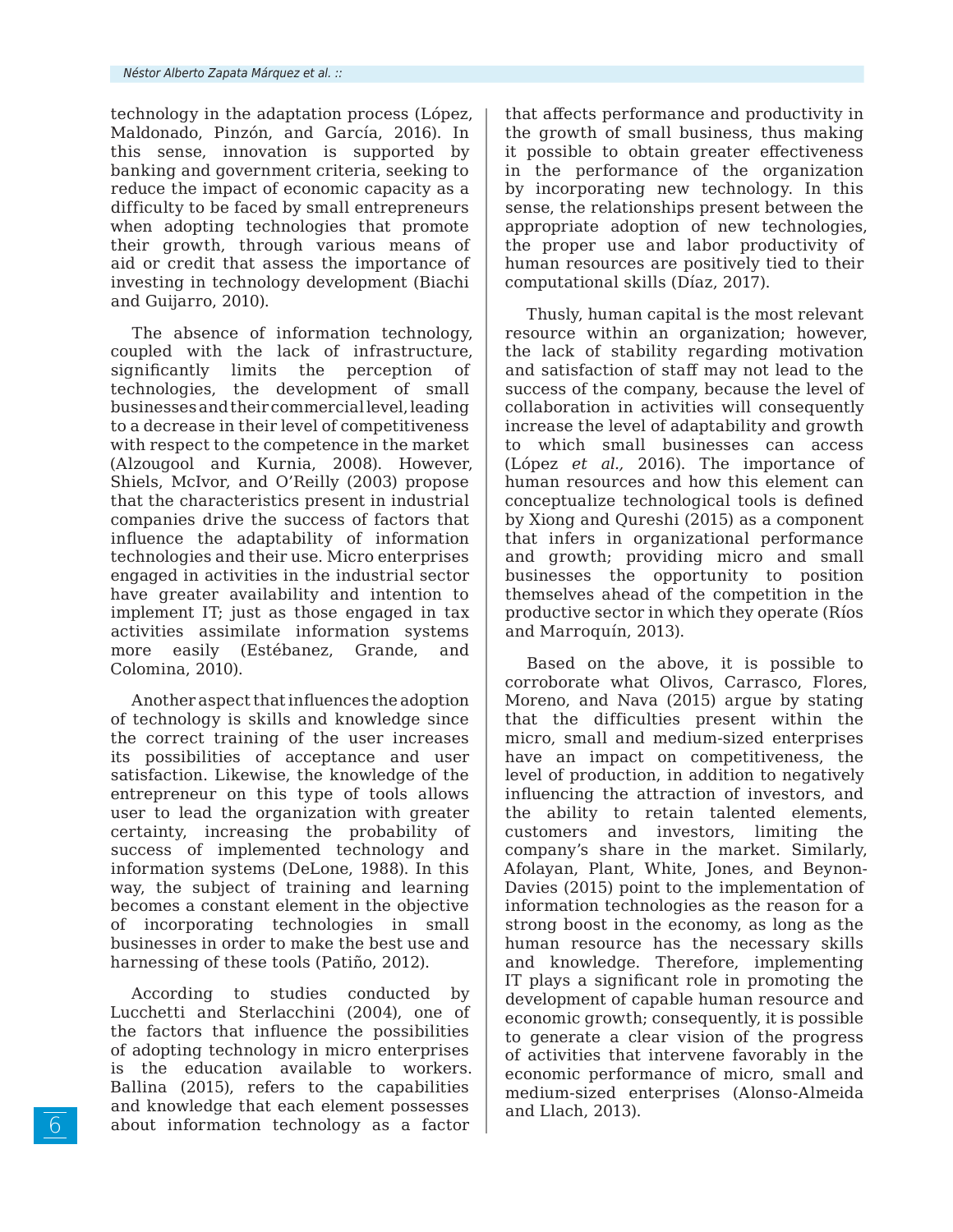technology in the adaptation process (López, Maldonado, Pinzón, and García, 2016). In this sense, innovation is supported by banking and government criteria, seeking to reduce the impact of economic capacity as a difficulty to be faced by small entrepreneurs when adopting technologies that promote their growth, through various means of aid or credit that assess the importance of investing in technology development (Biachi and Guijarro, 2010).

The absence of information technology, coupled with the lack of infrastructure, significantly limits the perception of technologies, the development of small businesses and their commercial level, leading to a decrease in their level of competitiveness with respect to the competence in the market (Alzougool and Kurnia, 2008). However, Shiels, McIvor, and O'Reilly (2003) propose that the characteristics present in industrial companies drive the success of factors that influence the adaptability of information technologies and their use. Micro enterprises engaged in activities in the industrial sector have greater availability and intention to implement IT; just as those engaged in tax activities assimilate information systems more easily (Estébanez, Grande, and Colomina, 2010).

Another aspect that influences the adoption of technology is skills and knowledge since the correct training of the user increases its possibilities of acceptance and user satisfaction. Likewise, the knowledge of the entrepreneur on this type of tools allows user to lead the organization with greater certainty, increasing the probability of success of implemented technology and information systems (DeLone, 1988). In this way, the subject of training and learning becomes a constant element in the objective of incorporating technologies in small businesses in order to make the best use and harnessing of these tools (Patiño, 2012).

According to studies conducted by Lucchetti and Sterlacchini (2004), one of the factors that influence the possibilities of adopting technology in micro enterprises is the education available to workers. Ballina (2015), refers to the capabilities and knowledge that each element possesses about information technology as a factor that affects performance and productivity in the growth of small business, thus making it possible to obtain greater effectiveness in the performance of the organization by incorporating new technology. In this sense, the relationships present between the appropriate adoption of new technologies, the proper use and labor productivity of human resources are positively tied to their computational skills (Díaz, 2017).

Thusly, human capital is the most relevant resource within an organization; however, the lack of stability regarding motivation and satisfaction of staff may not lead to the success of the company, because the level of collaboration in activities will consequently increase the level of adaptability and growth to which small businesses can access (López *et al.,* 2016). The importance of human resources and how this element can conceptualize technological tools is defined by Xiong and Qureshi (2015) as a component that infers in organizational performance and growth; providing micro and small businesses the opportunity to position themselves ahead of the competition in the productive sector in which they operate (Ríos and Marroquín, 2013).

Based on the above, it is possible to corroborate what Olivos, Carrasco, Flores, Moreno, and Nava (2015) argue by stating that the difficulties present within the micro, small and medium-sized enterprises have an impact on competitiveness, the level of production, in addition to negatively influencing the attraction of investors, and the ability to retain talented elements, customers and investors, limiting the company's share in the market. Similarly, Afolayan, Plant, White, Jones, and Beynon-Davies (2015) point to the implementation of information technologies as the reason for a strong boost in the economy, as long as the human resource has the necessary skills and knowledge. Therefore, implementing IT plays a significant role in promoting the development of capable human resource and economic growth; consequently, it is possible to generate a clear vision of the progress of activities that intervene favorably in the economic performance of micro, small and medium-sized enterprises (Alonso-Almeida and Llach, 2013).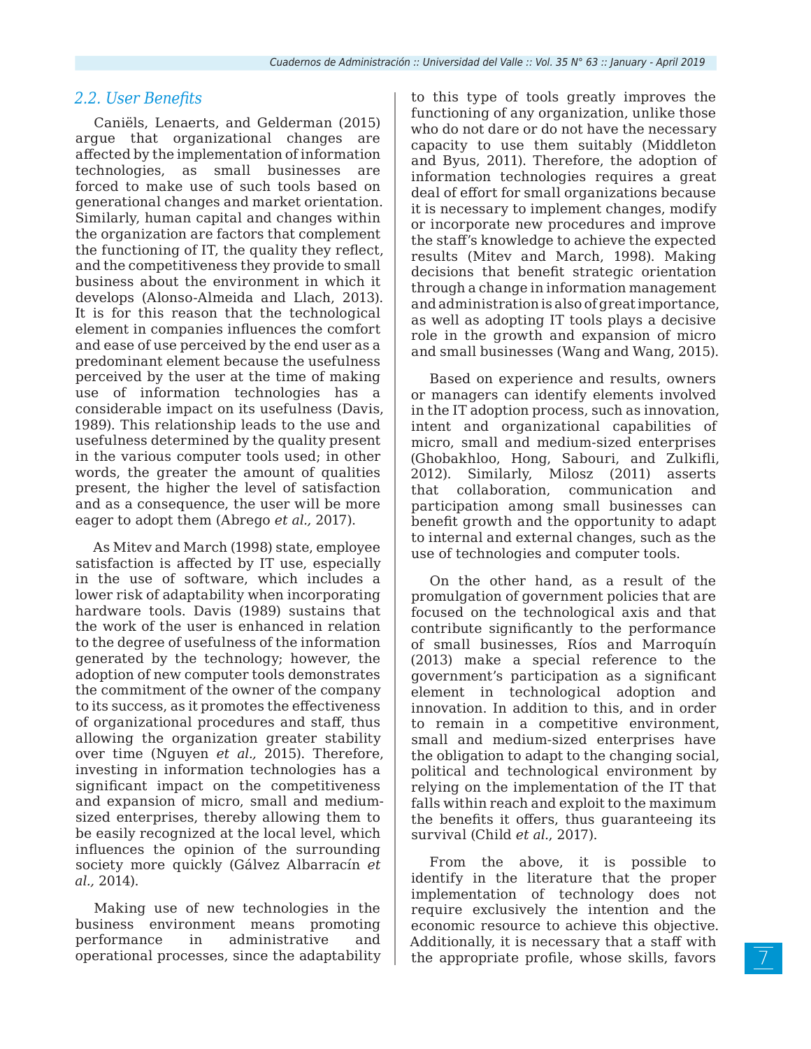### 2.2. User Benefits

Caniëls, Lenaerts, and Gelderman (2015) argue that organizational changes are affected by the implementation of information technologies, as small businesses are forced to make use of such tools based on generational changes and market orientation. Similarly, human capital and changes within the organization are factors that complement the functioning of IT, the quality they reflect, and the competitiveness they provide to small business about the environment in which it develops (Alonso-Almeida and Llach, 2013). It is for this reason that the technological element in companies influences the comfort and ease of use perceived by the end user as a predominant element because the usefulness perceived by the user at the time of making use of information technologies has a considerable impact on its usefulness (Davis, 1989). This relationship leads to the use and usefulness determined by the quality present in the various computer tools used; in other words, the greater the amount of qualities present, the higher the level of satisfaction and as a consequence, the user will be more eager to adopt them (Abrego *et al.,* 2017).

As Mitev and March (1998) state, employee satisfaction is affected by IT use, especially in the use of software, which includes a lower risk of adaptability when incorporating hardware tools. Davis (1989) sustains that the work of the user is enhanced in relation to the degree of usefulness of the information generated by the technology; however, the adoption of new computer tools demonstrates the commitment of the owner of the company to its success, as it promotes the effectiveness of organizational procedures and staff, thus allowing the organization greater stability over time (Nguyen *et al.,* 2015). Therefore, investing in information technologies has a significant impact on the competitiveness and expansion of micro, small and medium-sized enterprises, thereby allowing them to be easily recognized at the local level, which influences the opinion of the surrounding society more quickly (Gálvez Albarracín *et al.,* 2014).

Making use of new technologies in the business environment means promoting performance in administrative and operational processes, since the adaptability to this type of tools greatly improves the functioning of any organization, unlike those who do not dare or do not have the necessary capacity to use them suitably (Middleton and Byus, 2011). Therefore, the adoption of information technologies requires a great deal of effort for small organizations because it is necessary to implement changes, modify or incorporate new procedures and improve the staff's knowledge to achieve the expected results (Mitev and March, 1998). Making decisions that benefit strategic orientation through a change in information management and administration is also of great importance, as well as adopting IT tools plays a decisive role in the growth and expansion of micro and small businesses (Wang and Wang, 2015).

Based on experience and results, owners or managers can identify elements involved in the IT adoption process, such as innovation, intent and organizational capabilities of micro, small and medium-sized enterprises (Ghobakhloo, Hong, Sabouri, and Zulkifli, 2012). Similarly, Milosz (2011) asserts that collaboration, communication and participation among small businesses can benefit growth and the opportunity to adapt to internal and external changes, such as the use of technologies and computer tools.

On the other hand, as a result of the promulgation of government policies that are focused on the technological axis and that contribute significantly to the performance of small businesses, Ríos and Marroquín (2013) make a special reference to the government's participation as a significant element in technological adoption and innovation. In addition to this, and in order to remain in a competitive environment, small and medium-sized enterprises have the obligation to adapt to the changing social, political and technological environment by relying on the implementation of the IT that falls within reach and exploit to the maximum the benefits it offers, thus guaranteeing its survival (Child *et al.,* 2017).

From the above, it is possible to identify in the literature that the proper implementation of technology does not require exclusively the intention and the economic resource to achieve this objective. Additionally, it is necessary that a staff with the appropriate profile, whose skills, favors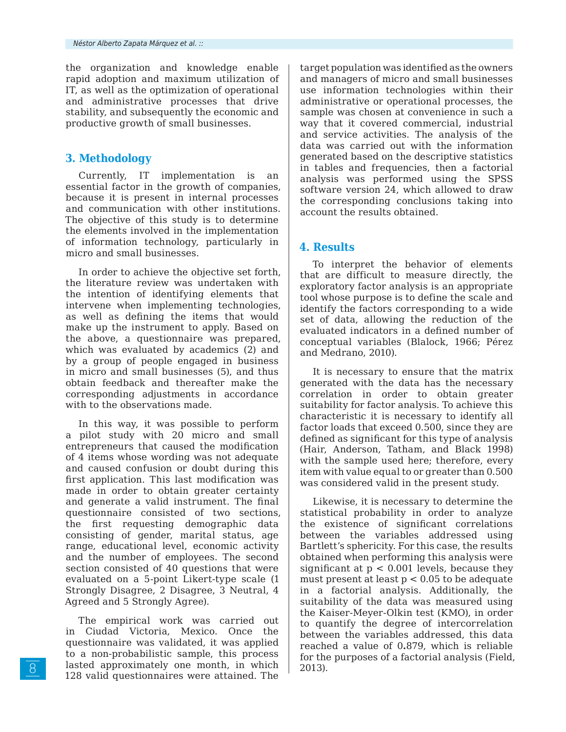the organization and knowledge enable rapid adoption and maximum utilization of IT, as well as the optimization of operational and administrative processes that drive stability, and subsequently the economic and productive growth of small businesses.

## 3. Methodology

Currently, IT implementation is an essential factor in the growth of companies, because it is present in internal processes and communication with other institutions. The objective of this study is to determine the elements involved in the implementation of information technology, particularly in micro and small businesses.

In order to achieve the objective set forth, the literature review was undertaken with the intention of identifying elements that intervene when implementing technologies, as well as defining the items that would make up the instrument to apply. Based on the above, a questionnaire was prepared, which was evaluated by academics (2) and by a group of people engaged in business in micro and small businesses (5), and thus obtain feedback and thereafter make the corresponding adjustments in accordance with to the observations made.

In this way, it was possible to perform a pilot study with 20 micro and small entrepreneurs that caused the modification of 4 items whose wording was not adequate and caused confusion or doubt during this first application. This last modification was made in order to obtain greater certainty and generate a valid instrument. The final questionnaire consisted of two sections, the first requesting demographic data consisting of gender, marital status, age range, educational level, economic activity and the number of employees. The second section consisted of 40 questions that were evaluated on a 5-point Likert-type scale (1 Strongly Disagree, 2 Disagree, 3 Neutral, 4 Agreed and 5 Strongly Agree).

The empirical work was carried out in Ciudad Victoria, Mexico. Once the questionnaire was validated, it was applied to a non-probabilistic sample, this process lasted approximately one month, in which 128 valid questionnaires were attained. The target population was identified as the owners and managers of micro and small businesses use information technologies within their administrative or operational processes, the sample was chosen at convenience in such a way that it covered commercial, industrial and service activities. The analysis of the data was carried out with the information generated based on the descriptive statistics in tables and frequencies, then a factorial analysis was performed using the SPSS software version 24, which allowed to draw the corresponding conclusions taking into account the results obtained.

## 4. Results

To interpret the behavior of elements that are difficult to measure directly, the exploratory factor analysis is an appropriate tool whose purpose is to define the scale and identify the factors corresponding to a wide set of data, allowing the reduction of the evaluated indicators in a defined number of conceptual variables (Blalock, 1966; Pérez and Medrano, 2010).

It is necessary to ensure that the matrix generated with the data has the necessary correlation in order to obtain greater suitability for factor analysis. To achieve this characteristic it is necessary to identify all factor loads that exceed 0.500, since they are defined as significant for this type of analysis (Hair, Anderson, Tatham, and Black 1998) with the sample used here; therefore, every item with value equal to or greater than 0.500 was considered valid in the present study.

Likewise, it is necessary to determine the statistical probability in order to analyze the existence of significant correlations between the variables addressed using Bartlett's sphericity. For this case, the results obtained when performing this analysis were significant at $p < 0.001$ levels, because they must present at least $p < 0.05$ to be adequate in a factorial analysis. Additionally, the suitability of the data was measured using the Kaiser-Meyer-Olkin test (KMO), in order to quantify the degree of intercorrelation between the variables addressed, this data reached a value of 0.879, which is reliable for the purposes of a factorial analysis (Field, 2013).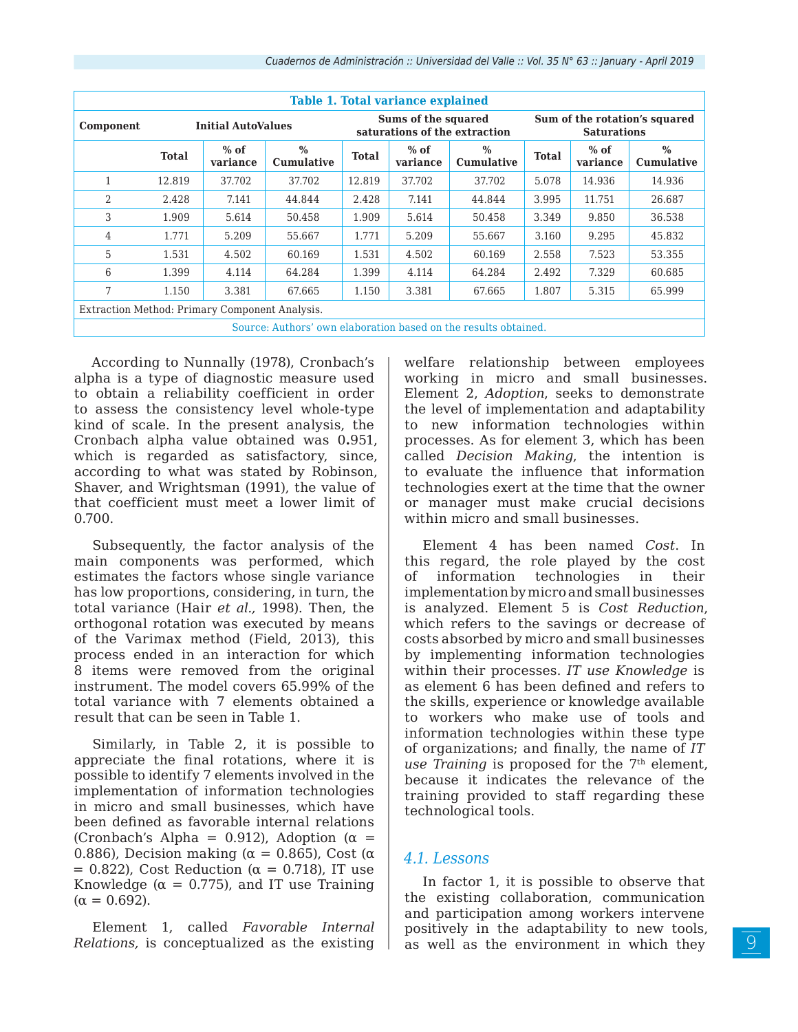**Table 1. Total variance explained**

| Component | Initial AutoValues | | | Sums of the squared saturations of the extraction | | | Sum of the rotation's squared Saturations | | |
|---|---|---|---|---|---|---|---|---|---|
| | Total | % of variance | % Cumulative | Total | % of variance | % Cumulative | Total | % of variance | % Cumulative |
| 1 | 12.819 | 37.702 | 37.702 | 12.819 | 37.702 | 37.702 | 5.078 | 14.936 | 14.936 |
| 2 | 2.428 | 7.141 | 44.844 | 2.428 | 7.141 | 44.844 | 3.995 | 11.751 | 26.687 |
| 3 | 1.909 | 5.614 | 50.458 | 1.909 | 5.614 | 50.458 | 3.349 | 9.850 | 36.538 |
| 4 | 1.771 | 5.209 | 55.667 | 1.771 | 5.209 | 55.667 | 3.160 | 9.295 | 45.832 |
| 5 | 1.531 | 4.502 | 60.169 | 1.531 | 4.502 | 60.169 | 2.558 | 7.523 | 53.355 |
| 6 | 1.399 | 4.114 | 64.284 | 1.399 | 4.114 | 64.284 | 2.492 | 7.329 | 60.685 |
| 7 | 1.150 | 3.381 | 67.665 | 1.150 | 3.381 | 67.665 | 1.807 | 5.315 | 65.999 |

Extraction Method: Primary Component Analysis.

Source: Authors' own elaboration based on the results obtained.

According to Nunnally (1978), Cronbach's alpha is a type of diagnostic measure used to obtain a reliability coefficient in order to assess the consistency level whole-type kind of scale. In the present analysis, the Cronbach alpha value obtained was 0.951, which is regarded as satisfactory, since, according to what was stated by Robinson, Shaver, and Wrightsman (1991), the value of that coefficient must meet a lower limit of 0.700.

Subsequently, the factor analysis of the main components was performed, which estimates the factors whose single variance has low proportions, considering, in turn, the total variance (Hair *et al.,* 1998). Then, the orthogonal rotation was executed by means of the Varimax method (Field, 2013), this process ended in an interaction for which 8 items were removed from the original instrument. The model covers 65.99% of the total variance with 7 elements obtained a result that can be seen in Table 1.

Similarly, in Table 2, it is possible to appreciate the final rotations, where it is possible to identify 7 elements involved in the implementation of information technologies in micro and small businesses, which have been defined as favorable internal relations (Cronbach's Alpha = 0.912), Adoption (α = 0.886), Decision making (α = 0.865), Cost (α = 0.822), Cost Reduction (α = 0.718), IT use Knowledge (α = 0.775), and IT use Training (α = 0.692).

Element 1, called *Favorable Internal Relations,* is conceptualized as the existing welfare relationship between employees working in micro and small businesses. Element 2, *Adoption*, seeks to demonstrate the level of implementation and adaptability to new information technologies within processes. As for element 3, which has been called *Decision Making*, the intention is to evaluate the influence that information technologies exert at the time that the owner or manager must make crucial decisions within micro and small businesses.

Element 4 has been named *Cost*. In this regard, the role played by the cost of information technologies in their implementation by micro and small businesses is analyzed. Element 5 is *Cost Reduction*, which refers to the savings or decrease of costs absorbed by micro and small businesses by implementing information technologies within their processes. *IT use Knowledge* is as element 6 has been defined and refers to the skills, experience or knowledge available to workers who make use of tools and information technologies within these type of organizations; and finally, the name of *IT use Training* is proposed for the 7th element, because it indicates the relevance of the training provided to staff regarding these technological tools.

### 4.1. Lessons

In factor 1, it is possible to observe that the existing collaboration, communication and participation among workers intervene positively in the adaptability to new tools, as well as the environment in which they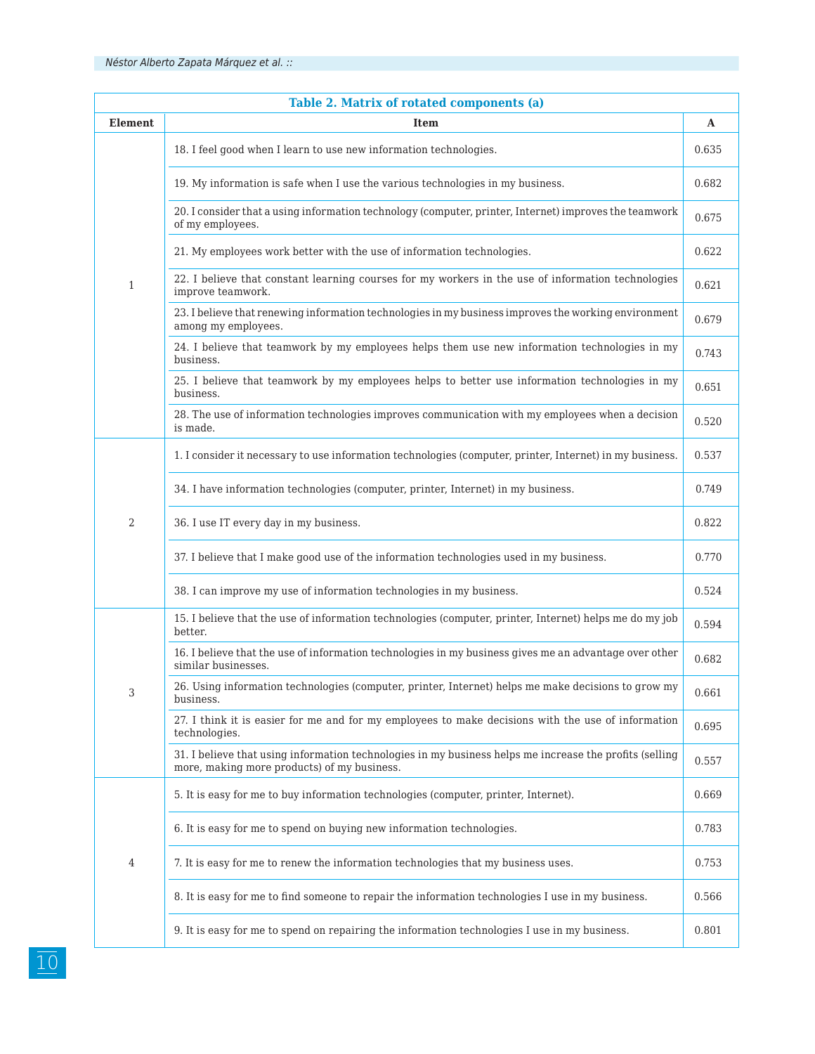**Table 2. Matrix of rotated components (a)**

| Element | Item | A |
|---|---|---|
| 1 | 18. I feel good when I learn to use new information technologies. | 0.635 |
| | 19. My information is safe when I use the various technologies in my business. | 0.682 |
| | 20. I consider that a using information technology (computer, printer, Internet) improves the teamwork of my employees. | 0.675 |
| | 21. My employees work better with the use of information technologies. | 0.622 |
| | 22. I believe that constant learning courses for my workers in the use of information technologies improve teamwork. | 0.621 |
| | 23. I believe that renewing information technologies in my business improves the working environment among my employees. | 0.679 |
| | 24. I believe that teamwork by my employees helps them use new information technologies in my business. | 0.743 |
| | 25. I believe that teamwork by my employees helps to better use information technologies in my business. | 0.651 |
| | 28. The use of information technologies improves communication with my employees when a decision is made. | 0.520 |
| 2 | 1. I consider it necessary to use information technologies (computer, printer, Internet) in my business. | 0.537 |
| | 34. I have information technologies (computer, printer, Internet) in my business. | 0.749 |
| | 36. I use IT every day in my business. | 0.822 |
| | 37. I believe that I make good use of the information technologies used in my business. | 0.770 |
| | 38. I can improve my use of information technologies in my business. | 0.524 |
| 3 | 15. I believe that the use of information technologies (computer, printer, Internet) helps me do my job better. | 0.594 |
| | 16. I believe that the use of information technologies in my business gives me an advantage over other similar businesses. | 0.682 |
| | 26. Using information technologies (computer, printer, Internet) helps me make decisions to grow my business. | 0.661 |
| | 27. I think it is easier for me and for my employees to make decisions with the use of information technologies. | 0.695 |
| | 31. I believe that using information technologies in my business helps me increase the profits (selling more, making more products) of my business. | 0.557 |
| 4 | 5. It is easy for me to buy information technologies (computer, printer, Internet). | 0.669 |
| | 6. It is easy for me to spend on buying new information technologies. | 0.783 |
| | 7. It is easy for me to renew the information technologies that my business uses. | 0.753 |
| | 8. It is easy for me to find someone to repair the information technologies I use in my business. | 0.566 |
| | 9. It is easy for me to spend on repairing the information technologies I use in my business. | 0.801 |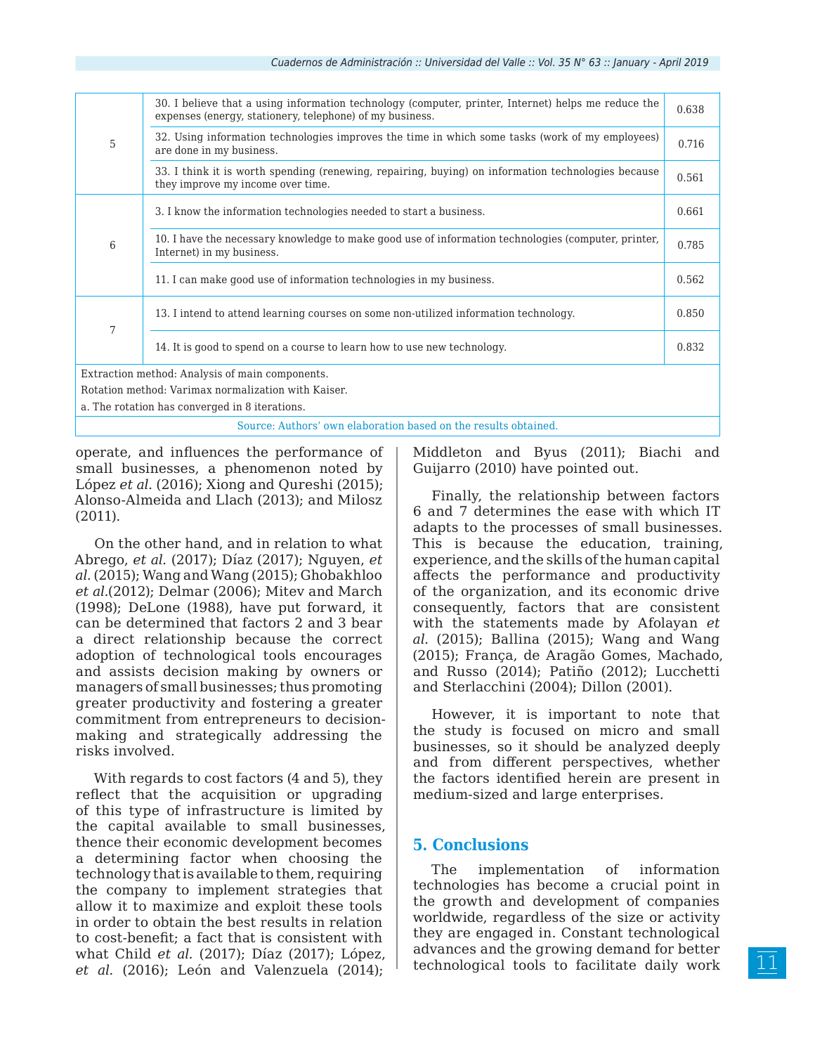| | | |
|---|---|---|
| 5 | 30. I believe that a using information technology (computer, printer, Internet) helps me reduce the expenses (energy, stationery, telephone) of my business. | 0.638 |
| | 32. Using information technologies improves the time in which some tasks (work of my employees) are done in my business. | 0.716 |
| | 33. I think it is worth spending (renewing, repairing, buying) on information technologies because they improve my income over time. | 0.561 |
| 6 | 3. I know the information technologies needed to start a business. | 0.661 |
| | 10. I have the necessary knowledge to make good use of information technologies (computer, printer, Internet) in my business. | 0.785 |
| | 11. I can make good use of information technologies in my business. | 0.562 |
| 7 | 13. I intend to attend learning courses on some non-utilized information technology. | 0.850 |
| | 14. It is good to spend on a course to learn how to use new technology. | 0.832 |

Extraction method: Analysis of main components.
Rotation method: Varimax normalization with Kaiser.
a. The rotation has converged in 8 iterations.

Source: Authors' own elaboration based on the results obtained.

operate, and influences the performance of small businesses, a phenomenon noted by López *et al.* (2016); Xiong and Qureshi (2015); Alonso-Almeida and Llach (2013); and Milosz (2011).

On the other hand, and in relation to what Abrego, *et al.* (2017); Díaz (2017); Nguyen, *et al.* (2015); Wang and Wang (2015); Ghobakhloo *et al.*(2012); Delmar (2006); Mitev and March (1998); DeLone (1988), have put forward, it can be determined that factors 2 and 3 bear a direct relationship because the correct adoption of technological tools encourages and assists decision making by owners or managers of small businesses; thus promoting greater productivity and fostering a greater commitment from entrepreneurs to decision-making and strategically addressing the risks involved.

With regards to cost factors (4 and 5), they reflect that the acquisition or upgrading of this type of infrastructure is limited by the capital available to small businesses, thence their economic development becomes a determining factor when choosing the technology that is available to them, requiring the company to implement strategies that allow it to maximize and exploit these tools in order to obtain the best results in relation to cost-benefit; a fact that is consistent with what Child *et al.* (2017); Díaz (2017); López, *et al.* (2016); León and Valenzuela (2014); Middleton and Byus (2011); Biachi and Guijarro (2010) have pointed out.

Finally, the relationship between factors 6 and 7 determines the ease with which IT adapts to the processes of small businesses. This is because the education, training, experience, and the skills of the human capital affects the performance and productivity of the organization, and its economic drive consequently, factors that are consistent with the statements made by Afolayan *et al.* (2015); Ballina (2015); Wang and Wang (2015); França, de Aragão Gomes, Machado, and Russo (2014); Patiño (2012); Lucchetti and Sterlacchini (2004); Dillon (2001).

However, it is important to note that the study is focused on micro and small businesses, so it should be analyzed deeply and from different perspectives, whether the factors identified herein are present in medium-sized and large enterprises.

## 5. Conclusions

The implementation of information technologies has become a crucial point in the growth and development of companies worldwide, regardless of the size or activity they are engaged in. Constant technological advances and the growing demand for better technological tools to facilitate daily work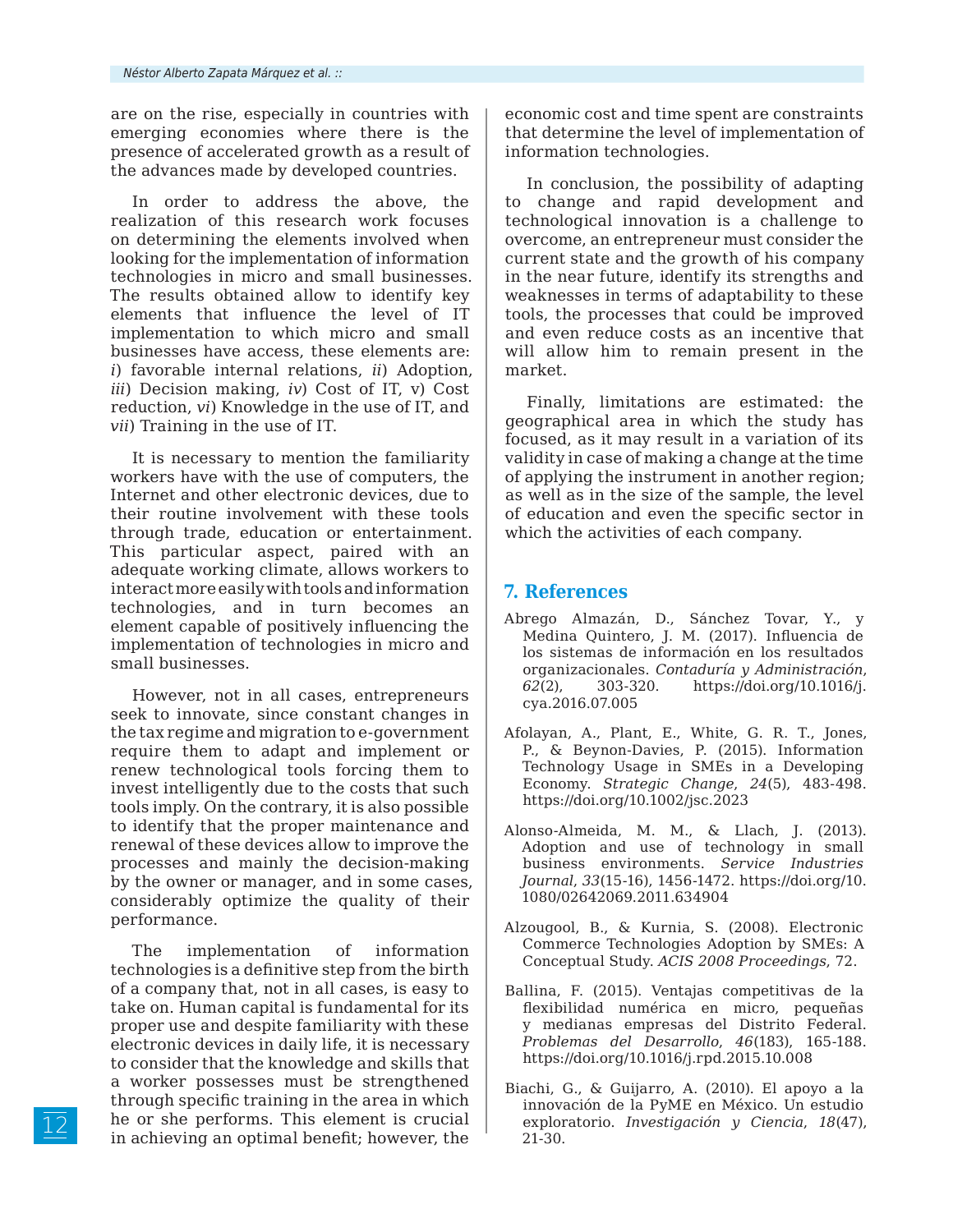are on the rise, especially in countries with emerging economies where there is the presence of accelerated growth as a result of the advances made by developed countries.

In order to address the above, the realization of this research work focuses on determining the elements involved when looking for the implementation of information technologies in micro and small businesses. The results obtained allow to identify key elements that influence the level of IT implementation to which micro and small businesses have access, these elements are: *i*) favorable internal relations, *ii*) Adoption, *iii*) Decision making, *iv*) Cost of IT, v) Cost reduction, *vi*) Knowledge in the use of IT, and *vii*) Training in the use of IT.

It is necessary to mention the familiarity workers have with the use of computers, the Internet and other electronic devices, due to their routine involvement with these tools through trade, education or entertainment. This particular aspect, paired with an adequate working climate, allows workers to interact more easily with tools and information technologies, and in turn becomes an element capable of positively influencing the implementation of technologies in micro and small businesses.

However, not in all cases, entrepreneurs seek to innovate, since constant changes in the tax regime and migration to e-government require them to adapt and implement or renew technological tools forcing them to invest intelligently due to the costs that such tools imply. On the contrary, it is also possible to identify that the proper maintenance and renewal of these devices allow to improve the processes and mainly the decision-making by the owner or manager, and in some cases, considerably optimize the quality of their performance.

The implementation of information technologies is a definitive step from the birth of a company that, not in all cases, is easy to take on. Human capital is fundamental for its proper use and despite familiarity with these electronic devices in daily life, it is necessary to consider that the knowledge and skills that a worker possesses must be strengthened through specific training in the area in which he or she performs. This element is crucial in achieving an optimal benefit; however, the economic cost and time spent are constraints that determine the level of implementation of information technologies.

In conclusion, the possibility of adapting to change and rapid development and technological innovation is a challenge to overcome, an entrepreneur must consider the current state and the growth of his company in the near future, identify its strengths and weaknesses in terms of adaptability to these tools, the processes that could be improved and even reduce costs as an incentive that will allow him to remain present in the market.

Finally, limitations are estimated: the geographical area in which the study has focused, as it may result in a variation of its validity in case of making a change at the time of applying the instrument in another region; as well as in the size of the sample, the level of education and even the specific sector in which the activities of each company.

## 7. References

Abrego Almazán, D., Sánchez Tovar, Y., y Medina Quintero, J. M. (2017). Influencia de los sistemas de información en los resultados organizacionales. *Contaduría y Administración*, *62*(2), 303-320. https://doi.org/10.1016/j.cya.2016.07.005

Afolayan, A., Plant, E., White, G. R. T., Jones, P., & Beynon-Davies, P. (2015). Information Technology Usage in SMEs in a Developing Economy. *Strategic Change*, *24*(5), 483-498. https://doi.org/10.1002/jsc.2023

Alonso-Almeida, M. M., & Llach, J. (2013). Adoption and use of technology in small business environments. *Service Industries Journal*, *33*(15-16), 1456-1472. https://doi.org/10.1080/02642069.2011.634904

Alzougool, B., & Kurnia, S. (2008). Electronic Commerce Technologies Adoption by SMEs: A Conceptual Study. *ACIS 2008 Proceedings*, 72.

Ballina, F. (2015). Ventajas competitivas de la flexibilidad numérica en micro, pequeñas y medianas empresas del Distrito Federal. *Problemas del Desarrollo*, *46*(183), 165-188. https://doi.org/10.1016/j.rpd.2015.10.008

Biachi, G., & Guijarro, A. (2010). El apoyo a la innovación de la PyME en México. Un estudio exploratorio. *Investigación y Ciencia*, *18*(47), 21-30.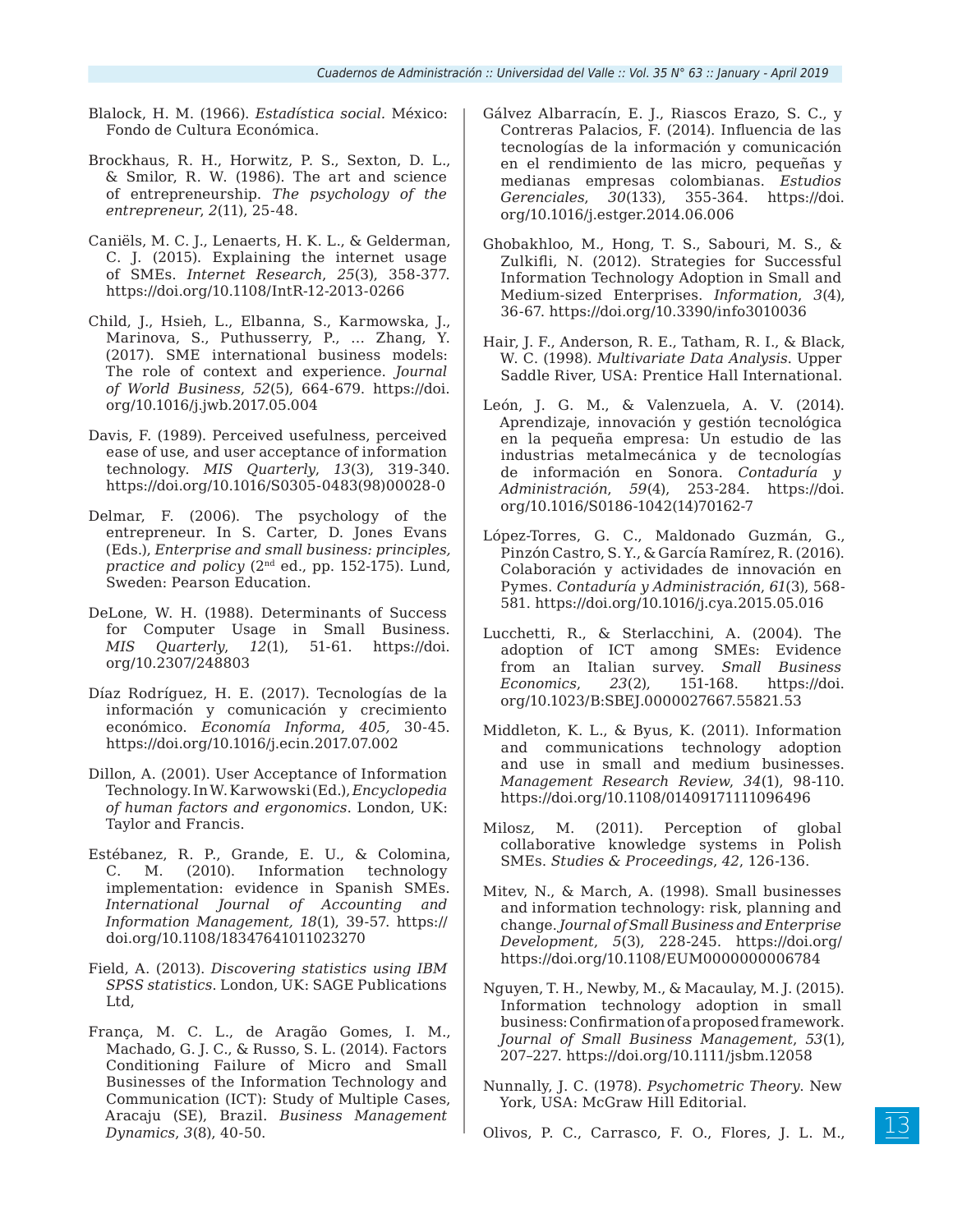Blalock, H. M. (1966). *Estadística social*. México: Fondo de Cultura Económica.

Brockhaus, R. H., Horwitz, P. S., Sexton, D. L., & Smilor, R. W. (1986). The art and science of entrepreneurship. *The psychology of the entrepreneur*, *2*(11), 25-48.

Caniëls, M. C. J., Lenaerts, H. K. L., & Gelderman, C. J. (2015). Explaining the internet usage of SMEs. *Internet Research*, *25*(3), 358-377. https://doi.org/10.1108/IntR-12-2013-0266

Child, J., Hsieh, L., Elbanna, S., Karmowska, J., Marinova, S., Puthusserry, P., ... Zhang, Y. (2017). SME international business models: The role of context and experience. *Journal of World Business*, *52*(5), 664-679. https://doi.org/10.1016/j.jwb.2017.05.004

Davis, F. (1989). Perceived usefulness, perceived ease of use, and user acceptance of information technology. *MIS Quarterly*, *13*(3), 319-340. https://doi.org/10.1016/S0305-0483(98)00028-0

Delmar, F. (2006). The psychology of the entrepreneur. In S. Carter, D. Jones Evans (Eds.), *Enterprise and small business: principles, practice and policy* (2nd ed., pp. 152-175). Lund, Sweden: Pearson Education.

DeLone, W. H. (1988). Determinants of Success for Computer Usage in Small Business. *MIS Quarterly*, *12*(1), 51-61. https://doi.org/10.2307/248803

Díaz Rodríguez, H. E. (2017). Tecnologías de la información y comunicación y crecimiento económico. *Economía Informa*, *405*, 30-45. https://doi.org/10.1016/j.ecin.2017.07.002

Dillon, A. (2001). User Acceptance of Information Technology. In W. Karwowski (Ed.), *Encyclopedia of human factors and ergonomics*. London, UK: Taylor and Francis.

Estébanez, R. P., Grande, E. U., & Colomina, C. M. (2010). Information technology implementation: evidence in Spanish SMEs. *International Journal of Accounting and Information Management*, *18*(1), 39-57. https://doi.org/10.1108/18347641011023270

Field, A. (2013). *Discovering statistics using IBM SPSS statistics*. London, UK: SAGE Publications Ltd,

França, M. C. L., de Aragão Gomes, I. M., Machado, G. J. C., & Russo, S. L. (2014). Factors Conditioning Failure of Micro and Small Businesses of the Information Technology and Communication (ICT): Study of Multiple Cases, Aracaju (SE), Brazil. *Business Management Dynamics*, *3*(8), 40-50.

Gálvez Albarracín, E. J., Riascos Erazo, S. C., y Contreras Palacios, F. (2014). Influencia de las tecnologías de la información y comunicación en el rendimiento de las micro, pequeñas y medianas empresas colombianas. *Estudios Gerenciales*, *30*(133), 355-364. https://doi.org/10.1016/j.estger.2014.06.006

Ghobakhloo, M., Hong, T. S., Sabouri, M. S., & Zulkifli, N. (2012). Strategies for Successful Information Technology Adoption in Small and Medium-sized Enterprises. *Information*, *3*(4), 36-67. https://doi.org/10.3390/info3010036

Hair, J. F., Anderson, R. E., Tatham, R. I., & Black, W. C. (1998). *Multivariate Data Analysis*. Upper Saddle River, USA: Prentice Hall International.

León, J. G. M., & Valenzuela, A. V. (2014). Aprendizaje, innovación y gestión tecnológica en la pequeña empresa: Un estudio de las industrias metalmecánica y de tecnologías de información en Sonora. *Contaduría y Administración*, *59*(4), 253-284. https://doi.org/10.1016/S0186-1042(14)70162-7

López-Torres, G. C., Maldonado Guzmán, G., Pinzón Castro, S. Y., & García Ramírez, R. (2016). Colaboración y actividades de innovación en Pymes. *Contaduría y Administración*, *61*(3), 568-581. https://doi.org/10.1016/j.cya.2015.05.016

Lucchetti, R., & Sterlacchini, A. (2004). The adoption of ICT among SMEs: Evidence from an Italian survey. *Small Business Economics*, *23*(2), 151-168. https://doi.org/10.1023/B:SBEJ.0000027667.55821.53

Middleton, K. L., & Byus, K. (2011). Information and communications technology adoption and use in small and medium businesses. *Management Research Review*, *34*(1), 98-110. https://doi.org/10.1108/01409171111096496

Milosz, M. (2011). Perception of global collaborative knowledge systems in Polish SMEs. *Studies & Proceedings*, *42*, 126-136.

Mitev, N., & March, A. (1998). Small businesses and information technology: risk, planning and change. *Journal of Small Business and Enterprise Development*, *5*(3), 228-245. https://doi.org/https://doi.org/10.1108/EUM0000000006784

Nguyen, T. H., Newby, M., & Macaulay, M. J. (2015). Information technology adoption in small business: Confirmation of a proposed framework. *Journal of Small Business Management*, *53*(1), 207–227. https://doi.org/10.1111/jsbm.12058

Nunnally, J. C. (1978). *Psychometric Theory*. New York, USA: McGraw Hill Editorial.

Olivos, P. C., Carrasco, F. O., Flores, J. L. M.,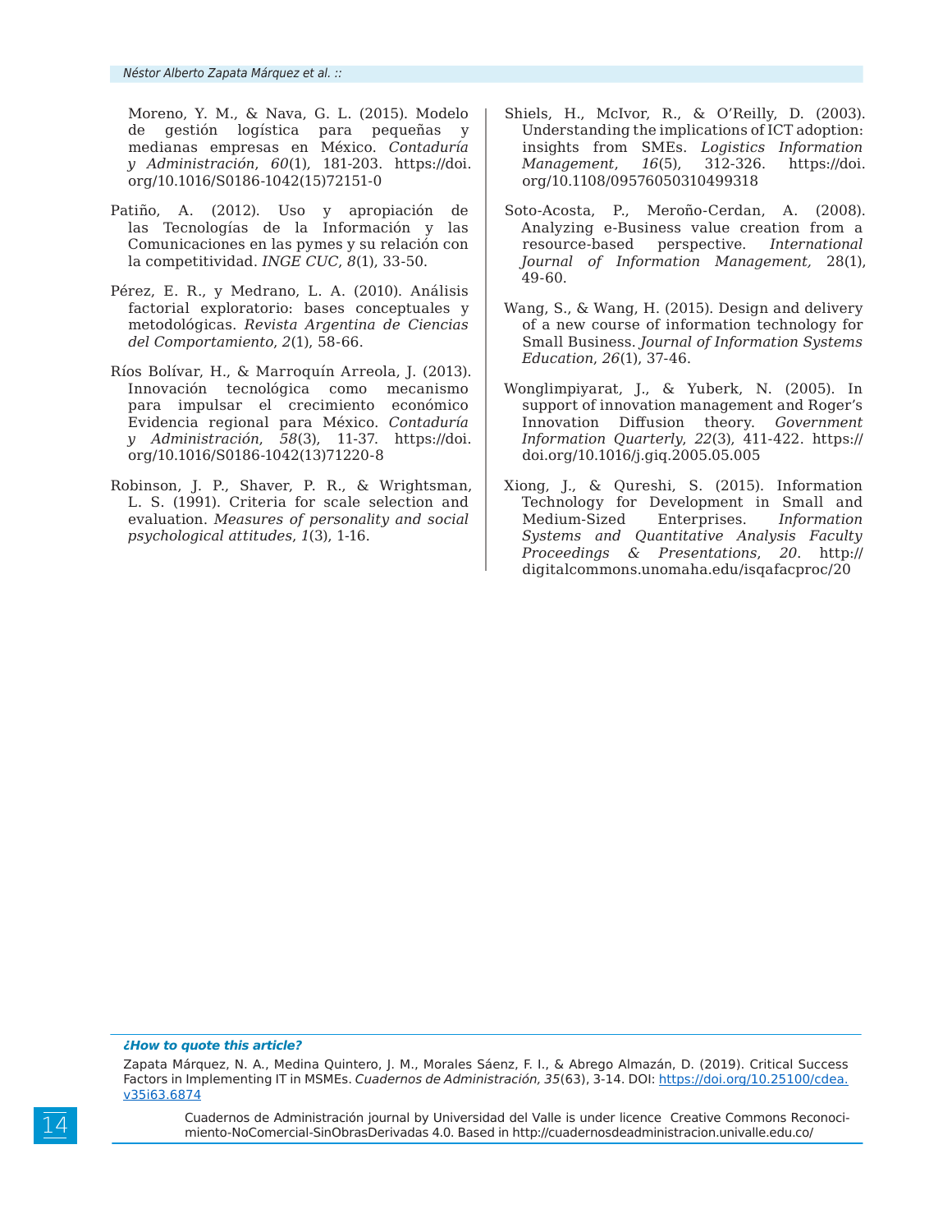Moreno, Y. M., & Nava, G. L. (2015). Modelo de gestión logística para pequeñas y medianas empresas en México. *Contaduría y Administración*, *60*(1), 181-203. https://doi.org/10.1016/S0186-1042(15)72151-0

Patiño, A. (2012). Uso y apropiación de las Tecnologías de la Información y las Comunicaciones en las pymes y su relación con la competitividad. *INGE CUC*, *8*(1), 33-50.

Pérez, E. R., y Medrano, L. A. (2010). Análisis factorial exploratorio: bases conceptuales y metodológicas. *Revista Argentina de Ciencias del Comportamiento*, *2*(1), 58-66.

Ríos Bolívar, H., & Marroquín Arreola, J. (2013). Innovación tecnológica como mecanismo para impulsar el crecimiento económico Evidencia regional para México. *Contaduría y Administración*, *58*(3), 11-37. https://doi.org/10.1016/S0186-1042(13)71220-8

Robinson, J. P., Shaver, P. R., & Wrightsman, L. S. (1991). Criteria for scale selection and evaluation. *Measures of personality and social psychological attitudes*, *1*(3), 1-16.

Shiels, H., McIvor, R., & O'Reilly, D. (2003). Understanding the implications of ICT adoption: insights from SMEs. *Logistics Information Management*, *16*(5), 312-326. https://doi.org/10.1108/09576050310499318

Soto-Acosta, P., Meroño-Cerdan, A. (2008). Analyzing e-Business value creation from a resource-based perspective. *International Journal of Information Management,* 28(1), 49-60.

Wang, S., & Wang, H. (2015). Design and delivery of a new course of information technology for Small Business. *Journal of Information Systems Education*, *26*(1), 37-46.

Wonglimpiyarat, J., & Yuberk, N. (2005). In support of innovation management and Roger's Innovation Diffusion theory. *Government Information Quarterly*, *22*(3), 411-422. https://doi.org/10.1016/j.giq.2005.05.005

Xiong, J., & Qureshi, S. (2015). Information Technology for Development in Small and Medium-Sized Enterprises. *Information Systems and Quantitative Analysis Faculty Proceedings & Presentations*, *20*. http://digitalcommons.unomaha.edu/isqafacproc/20

***¿How to quote this article?***

Zapata Márquez, N. A., Medina Quintero, J. M., Morales Sáenz, F. I., & Abrego Almazán, D. (2019). Critical Success Factors in Implementing IT in MSMEs. *Cuadernos de Administración, 35*(63), 3-14. DOI: https://doi.org/10.25100/cdea.v35i63.6874

Cuadernos de Administración journal by Universidad del Valle is under licence Creative Commons Reconocimiento-NoComercial-SinObrasDerivadas 4.0. Based in http://cuadernosdeadministracion.univalle.edu.co/